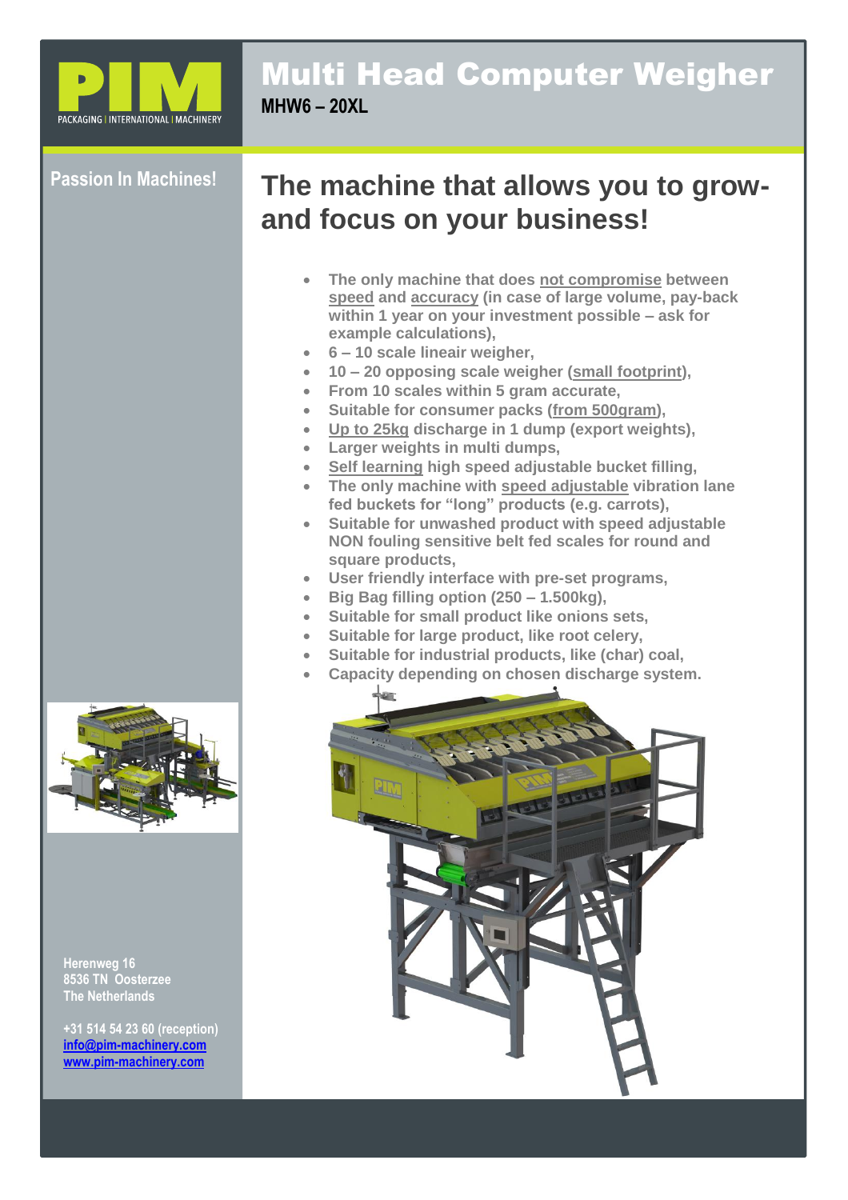# Multi Head Computer Weigher

**MHW6 – 20XL**

**Passion In Machines!**

## The machine that allows you to grow- and focus on your business!

- **The only machine that does not compromise between speed and accuracy (in case of large volume, pay-back within 1 year on your investment possible – ask for example calculations),**
- **6 – 10 scale lineair weigher,**
- **10 – 20 opposing scale weigher (small footprint),**
- **From 10 scales within 5 gram accurate,**
- **Suitable for consumer packs (from 500gram),**
- **Up to 25kg discharge in 1 dump (export weights),**
- **Larger weights in multi dumps,**
- **Self learning high speed adjustable bucket filling,**
- **The only machine with speed adjustable vibration lane fed buckets for "long" products (e.g. carrots),**
- **Suitable for unwashed product with speed adjustable NON fouling sensitive belt fed scales for round and square products,**
- **User friendly interface with pre-set programs,**
- **Big Bag filling option (250 – 1.500kg),**
- **Suitable for small product like onions sets,**
- **Suitable for large product, like root celery,**
- **Suitable for industrial products, like (char) coal,**
- **Capacity depending on chosen discharge system.**

Herenweg 16
8536 TN Oosterzee
The Netherlands

+31 514 54 23 60 (reception)
info@pim-machinery.com
www.pim-machinery.com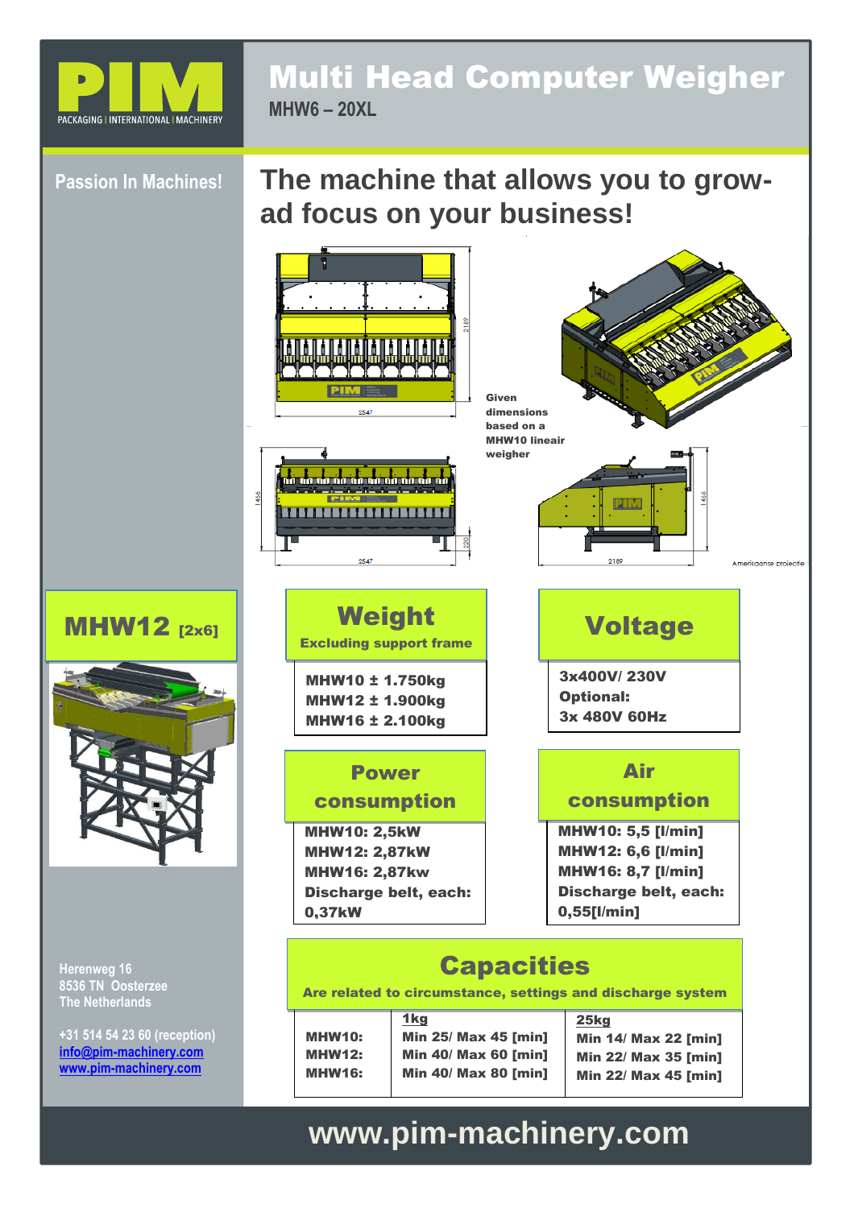# Multi Head Computer Weigher

**MHW6 – 20XL**

PACKAGING | INTERNATIONAL | MACHINERY

**Passion In Machines!**

## The machine that allows you to grow-ad focus on your business!

2189

2547

Given dimensions based on a MHW10 lineair weigher

1466

220

2547

2189

1466

Amerikaanse projectie

## MHW12 [2x6]

### Weight

**Excluding support frame**

**MHW10 ± 1.750kg**
**MHW12 ± 1.900kg**
**MHW16 ± 2.100kg**

### Voltage

**3x400V/ 230V**
**Optional:**
**3x 480V 60Hz**

### Power consumption

**MHW10: 2,5kW**
**MHW12: 2,87kW**
**MHW16: 2,87kw**
**Discharge belt, each: 0,37kW**

### Air consumption

**MHW10: 5,5 [l/min]**
**MHW12: 6,6 [l/min]**
**MHW16: 8,7 [l/min]**
**Discharge belt, each: 0,55[l/min]**

### Capacities

**Are related to circumstance, settings and discharge system**

| | 1kg | 25kg |
|---|---|---|
| MHW10: | Min 25/ Max 45 [min] | Min 14/ Max 22 [min] |
| MHW12: | Min 40/ Max 60 [min] | Min 22/ Max 35 [min] |
| MHW16: | Min 40/ Max 80 [min] | Min 22/ Max 45 [min] |

Herenweg 16
8536 TN Oosterzee
The Netherlands

+31 514 54 23 60 (reception)
info@pim-machinery.com
www.pim-machinery.com

**www.pim-machinery.com**